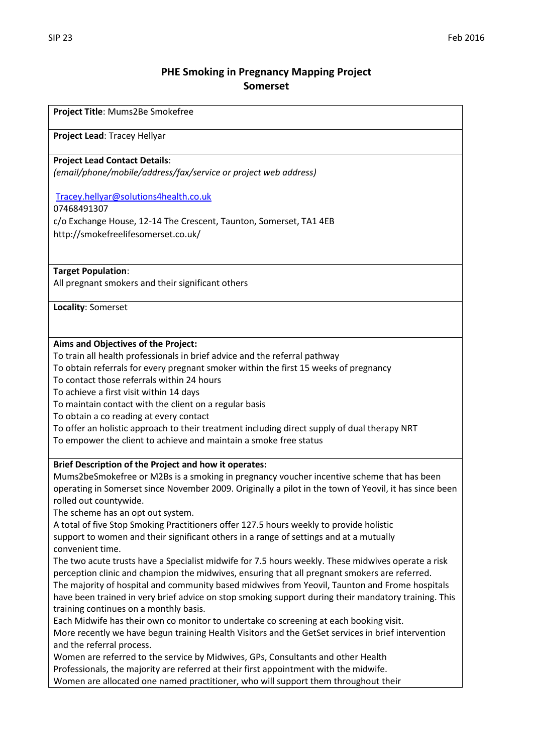# PHE Smoking in Pregnancy Mapping Project
## Somerset

**Project Title**: Mums2Be Smokefree

**Project Lead**: Tracey Hellyar

**Project Lead Contact Details**:
*(email/phone/mobile/address/fax/service or project web address)*

Tracey.hellyar@solutions4health.co.uk
07468491307
c/o Exchange House, 12-14 The Crescent, Taunton, Somerset, TA1 4EB
http://smokefreelifesomerset.co.uk/

**Target Population**:
All pregnant smokers and their significant others

**Locality**: Somerset

**Aims and Objectives of the Project:**
To train all health professionals in brief advice and the referral pathway
To obtain referrals for every pregnant smoker within the first 15 weeks of pregnancy
To contact those referrals within 24 hours
To achieve a first visit within 14 days
To maintain contact with the client on a regular basis
To obtain a co reading at every contact
To offer an holistic approach to their treatment including direct supply of dual therapy NRT
To empower the client to achieve and maintain a smoke free status

**Brief Description of the Project and how it operates:**
Mums2beSmokefree or M2Bs is a smoking in pregnancy voucher incentive scheme that has been operating in Somerset since November 2009. Originally a pilot in the town of Yeovil, it has since been rolled out countywide.
The scheme has an opt out system.
A total of five Stop Smoking Practitioners offer 127.5 hours weekly to provide holistic support to women and their significant others in a range of settings and at a mutually convenient time.
The two acute trusts have a Specialist midwife for 7.5 hours weekly. These midwives operate a risk perception clinic and champion the midwives, ensuring that all pregnant smokers are referred.
The majority of hospital and community based midwives from Yeovil, Taunton and Frome hospitals have been trained in very brief advice on stop smoking support during their mandatory training. This training continues on a monthly basis.
Each Midwife has their own co monitor to undertake co screening at each booking visit.
More recently we have begun training Health Visitors and the GetSet services in brief intervention and the referral process.
Women are referred to the service by Midwives, GPs, Consultants and other Health Professionals, the majority are referred at their first appointment with the midwife.
Women are allocated one named practitioner, who will support them throughout their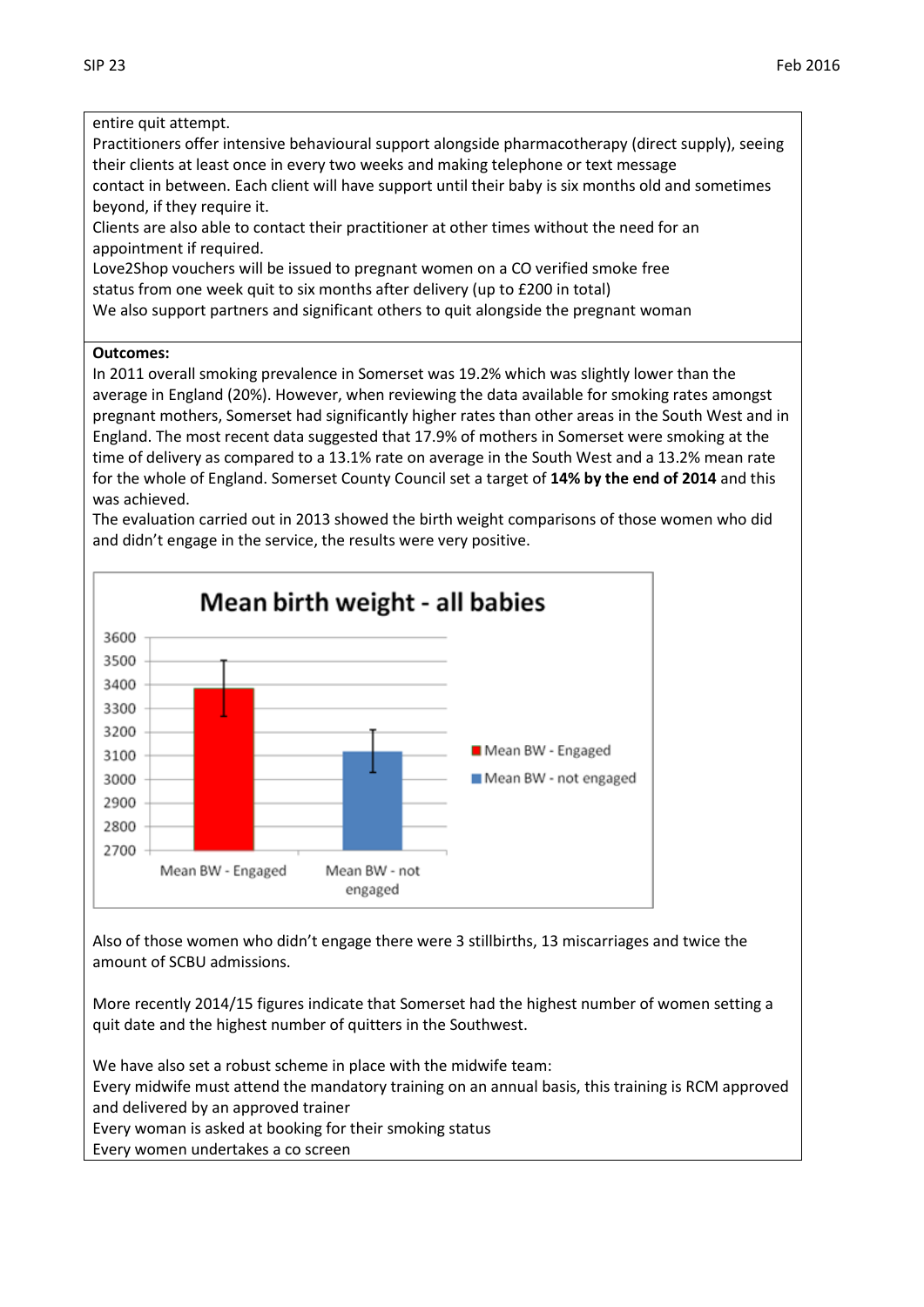entire quit attempt.
Practitioners offer intensive behavioural support alongside pharmacotherapy (direct supply), seeing their clients at least once in every two weeks and making telephone or text message contact in between. Each client will have support until their baby is six months old and sometimes beyond, if they require it.
Clients are also able to contact their practitioner at other times without the need for an appointment if required.
Love2Shop vouchers will be issued to pregnant women on a CO verified smoke free status from one week quit to six months after delivery (up to £200 in total)
We also support partners and significant others to quit alongside the pregnant woman

**Outcomes:**
In 2011 overall smoking prevalence in Somerset was 19.2% which was slightly lower than the average in England (20%). However, when reviewing the data available for smoking rates amongst pregnant mothers, Somerset had significantly higher rates than other areas in the South West and in England. The most recent data suggested that 17.9% of mothers in Somerset were smoking at the time of delivery as compared to a 13.1% rate on average in the South West and a 13.2% mean rate for the whole of England. Somerset County Council set a target of **14% by the end of 2014** and this was achieved.
The evaluation carried out in 2013 showed the birth weight comparisons of those women who did and didn't engage in the service, the results were very positive.

**Mean birth weight - all babies**

| | Mean BW |
|---|---|
| Mean BW - Engaged | ~3380 |
| Mean BW - not engaged | ~3115 |

Also of those women who didn't engage there were 3 stillbirths, 13 miscarriages and twice the amount of SCBU admissions.

More recently 2014/15 figures indicate that Somerset had the highest number of women setting a quit date and the highest number of quitters in the Southwest.

We have also set a robust scheme in place with the midwife team:
Every midwife must attend the mandatory training on an annual basis, this training is RCM approved and delivered by an approved trainer
Every woman is asked at booking for their smoking status
Every women undertakes a co screen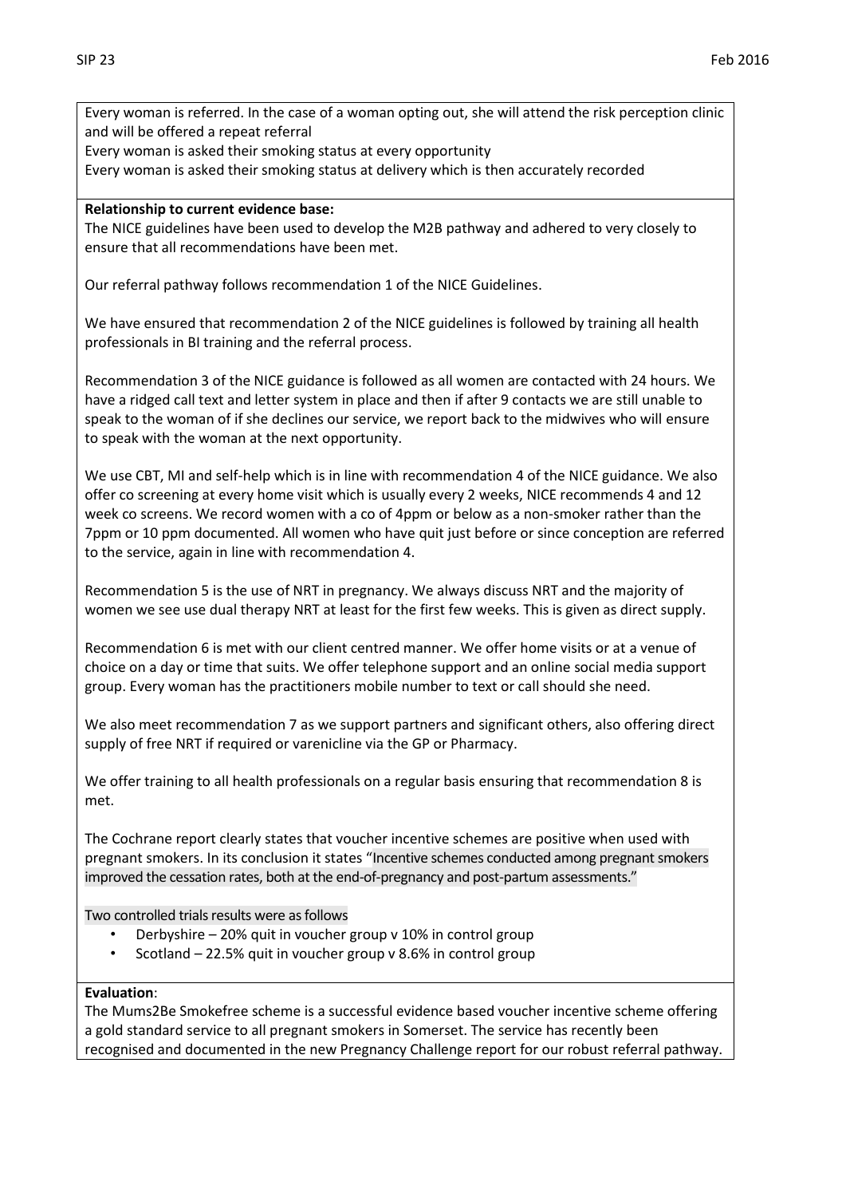Every woman is referred. In the case of a woman opting out, she will attend the risk perception clinic and will be offered a repeat referral
Every woman is asked their smoking status at every opportunity
Every woman is asked their smoking status at delivery which is then accurately recorded

**Relationship to current evidence base:**
The NICE guidelines have been used to develop the M2B pathway and adhered to very closely to ensure that all recommendations have been met.

Our referral pathway follows recommendation 1 of the NICE Guidelines.

We have ensured that recommendation 2 of the NICE guidelines is followed by training all health professionals in BI training and the referral process.

Recommendation 3 of the NICE guidance is followed as all women are contacted with 24 hours. We have a ridged call text and letter system in place and then if after 9 contacts we are still unable to speak to the woman of if she declines our service, we report back to the midwives who will ensure to speak with the woman at the next opportunity.

We use CBT, MI and self-help which is in line with recommendation 4 of the NICE guidance. We also offer co screening at every home visit which is usually every 2 weeks, NICE recommends 4 and 12 week co screens. We record women with a co of 4ppm or below as a non-smoker rather than the 7ppm or 10 ppm documented. All women who have quit just before or since conception are referred to the service, again in line with recommendation 4.

Recommendation 5 is the use of NRT in pregnancy. We always discuss NRT and the majority of women we see use dual therapy NRT at least for the first few weeks. This is given as direct supply.

Recommendation 6 is met with our client centred manner. We offer home visits or at a venue of choice on a day or time that suits. We offer telephone support and an online social media support group. Every woman has the practitioners mobile number to text or call should she need.

We also meet recommendation 7 as we support partners and significant others, also offering direct supply of free NRT if required or varenicline via the GP or Pharmacy.

We offer training to all health professionals on a regular basis ensuring that recommendation 8 is met.

The Cochrane report clearly states that voucher incentive schemes are positive when used with pregnant smokers. In its conclusion it states "Incentive schemes conducted among pregnant smokers improved the cessation rates, both at the end-of-pregnancy and post-partum assessments."

Two controlled trials results were as follows

- Derbyshire – 20% quit in voucher group v 10% in control group
- Scotland – 22.5% quit in voucher group v 8.6% in control group

**Evaluation**:
The Mums2Be Smokefree scheme is a successful evidence based voucher incentive scheme offering a gold standard service to all pregnant smokers in Somerset. The service has recently been recognised and documented in the new Pregnancy Challenge report for our robust referral pathway.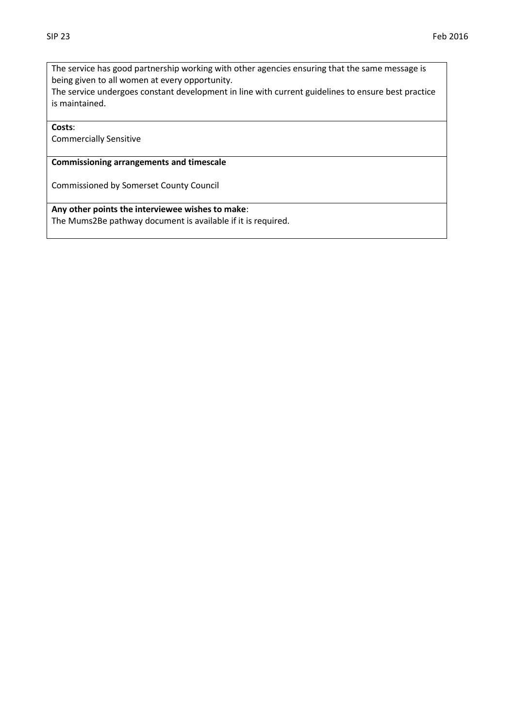The service has good partnership working with other agencies ensuring that the same message is being given to all women at every opportunity.
The service undergoes constant development in line with current guidelines to ensure best practice is maintained.

**Costs**:
Commercially Sensitive

**Commissioning arrangements and timescale**

Commissioned by Somerset County Council

**Any other points the interviewee wishes to make**:
The Mums2Be pathway document is available if it is required.